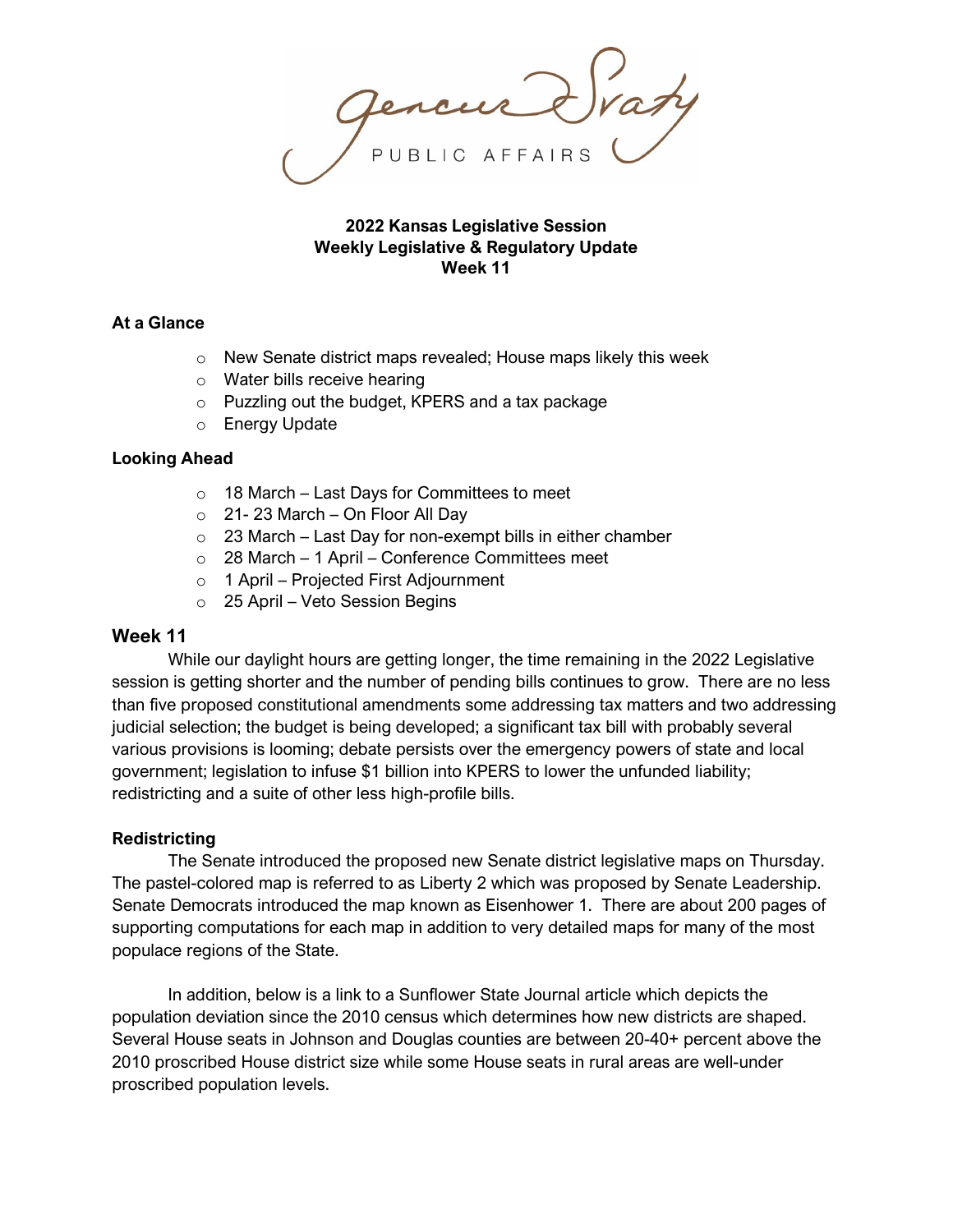Gencur Svaty
PUBLIC AFFAIRS

**2022 Kansas Legislative Session**
**Weekly Legislative & Regulatory Update**
**Week 11**

### At a Glance

- New Senate district maps revealed; House maps likely this week
- Water bills receive hearing
- Puzzling out the budget, KPERS and a tax package
- Energy Update

### Looking Ahead

- 18 March – Last Days for Committees to meet
- 21- 23 March – On Floor All Day
- 23 March – Last Day for non-exempt bills in either chamber
- 28 March – 1 April – Conference Committees meet
- 1 April – Projected First Adjournment
- 25 April – Veto Session Begins

## Week 11

While our daylight hours are getting longer, the time remaining in the 2022 Legislative session is getting shorter and the number of pending bills continues to grow. There are no less than five proposed constitutional amendments some addressing tax matters and two addressing judicial selection; the budget is being developed; a significant tax bill with probably several various provisions is looming; debate persists over the emergency powers of state and local government; legislation to infuse $1 billion into KPERS to lower the unfunded liability; redistricting and a suite of other less high-profile bills.

### Redistricting

The Senate introduced the proposed new Senate district legislative maps on Thursday. The pastel-colored map is referred to as Liberty 2 which was proposed by Senate Leadership. Senate Democrats introduced the map known as Eisenhower 1. There are about 200 pages of supporting computations for each map in addition to very detailed maps for many of the most populace regions of the State.

In addition, below is a link to a Sunflower State Journal article which depicts the population deviation since the 2010 census which determines how new districts are shaped. Several House seats in Johnson and Douglas counties are between 20-40+ percent above the 2010 proscribed House district size while some House seats in rural areas are well-under proscribed population levels.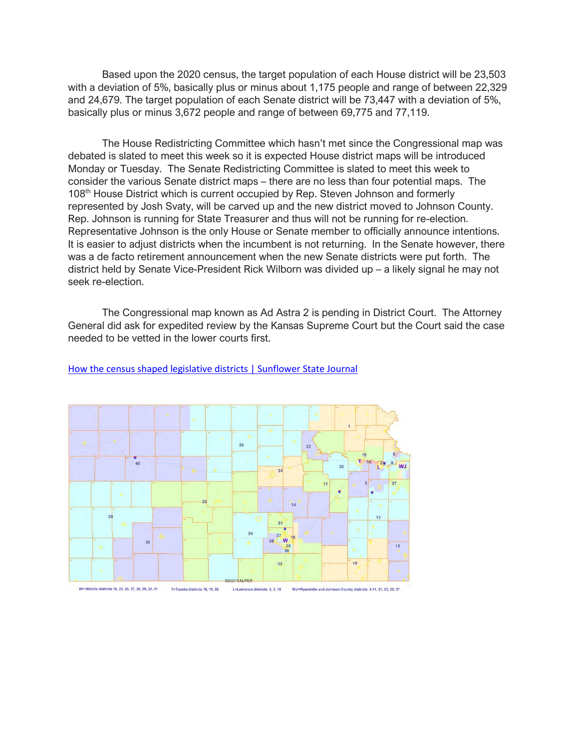Based upon the 2020 census, the target population of each House district will be 23,503 with a deviation of 5%, basically plus or minus about 1,175 people and range of between 22,329 and 24,679. The target population of each Senate district will be 73,447 with a deviation of 5%, basically plus or minus 3,672 people and range of between 69,775 and 77,119.

The House Redistricting Committee which hasn't met since the Congressional map was debated is slated to meet this week so it is expected House district maps will be introduced Monday or Tuesday. The Senate Redistricting Committee is slated to meet this week to consider the various Senate district maps – there are no less than four potential maps. The 108th House District which is current occupied by Rep. Steven Johnson and formerly represented by Josh Svaty, will be carved up and the new district moved to Johnson County. Rep. Johnson is running for State Treasurer and thus will not be running for re-election. Representative Johnson is the only House or Senate member to officially announce intentions. It is easier to adjust districts when the incumbent is not returning. In the Senate however, there was a de facto retirement announcement when the new Senate districts were put forth. The district held by Senate Vice-President Rick Wilborn was divided up – a likely signal he may not seek re-election.

The Congressional map known as Ad Astra 2 is pending in District Court. The Attorney General did ask for expedited review by the Kansas Supreme Court but the Court said the case needed to be vetted in the lower courts first.

[How the census shaped legislative districts | Sunflower State Journal]

W= Wichita districts 16, 25, 26, 27, 28, 29, 30, 31   T=Topeka districts 18, 19, 20   L=Lawrence districts 2, 3, 19   WJ=Wyandotte and Johnson County districts 4-11, 21, 23, 35, 37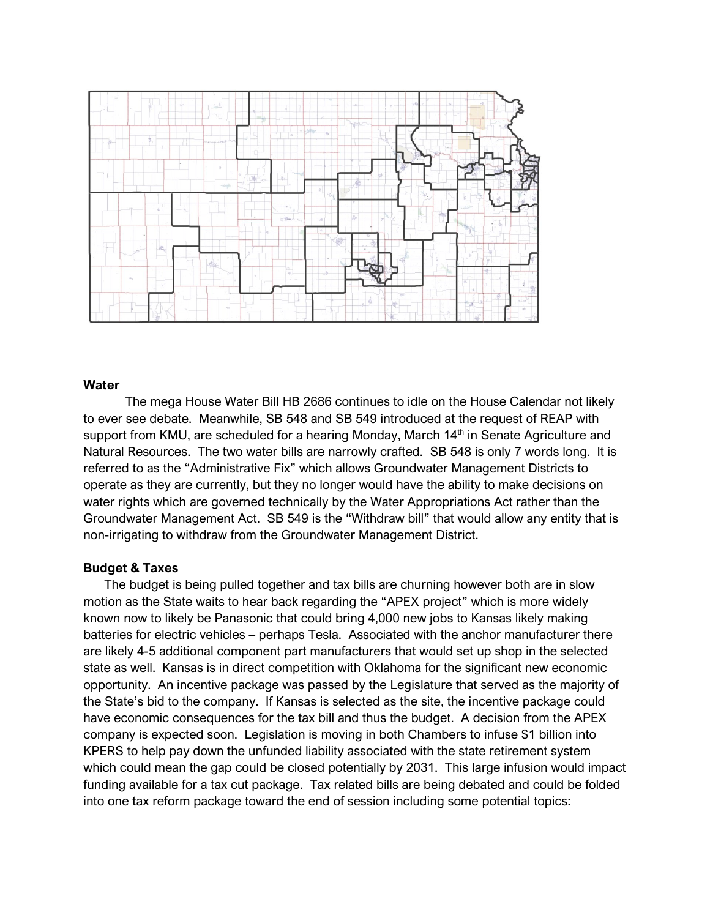## Water

The mega House Water Bill HB 2686 continues to idle on the House Calendar not likely to ever see debate. Meanwhile, SB 548 and SB 549 introduced at the request of REAP with support from KMU, are scheduled for a hearing Monday, March 14th in Senate Agriculture and Natural Resources. The two water bills are narrowly crafted. SB 548 is only 7 words long. It is referred to as the "Administrative Fix" which allows Groundwater Management Districts to operate as they are currently, but they no longer would have the ability to make decisions on water rights which are governed technically by the Water Appropriations Act rather than the Groundwater Management Act. SB 549 is the "Withdraw bill" that would allow any entity that is non-irrigating to withdraw from the Groundwater Management District.

## Budget & Taxes

The budget is being pulled together and tax bills are churning however both are in slow motion as the State waits to hear back regarding the "APEX project" which is more widely known now to likely be Panasonic that could bring 4,000 new jobs to Kansas likely making batteries for electric vehicles – perhaps Tesla. Associated with the anchor manufacturer there are likely 4-5 additional component part manufacturers that would set up shop in the selected state as well. Kansas is in direct competition with Oklahoma for the significant new economic opportunity. An incentive package was passed by the Legislature that served as the majority of the State's bid to the company. If Kansas is selected as the site, the incentive package could have economic consequences for the tax bill and thus the budget. A decision from the APEX company is expected soon. Legislation is moving in both Chambers to infuse $1 billion into KPERS to help pay down the unfunded liability associated with the state retirement system which could mean the gap could be closed potentially by 2031. This large infusion would impact funding available for a tax cut package. Tax related bills are being debated and could be folded into one tax reform package toward the end of session including some potential topics: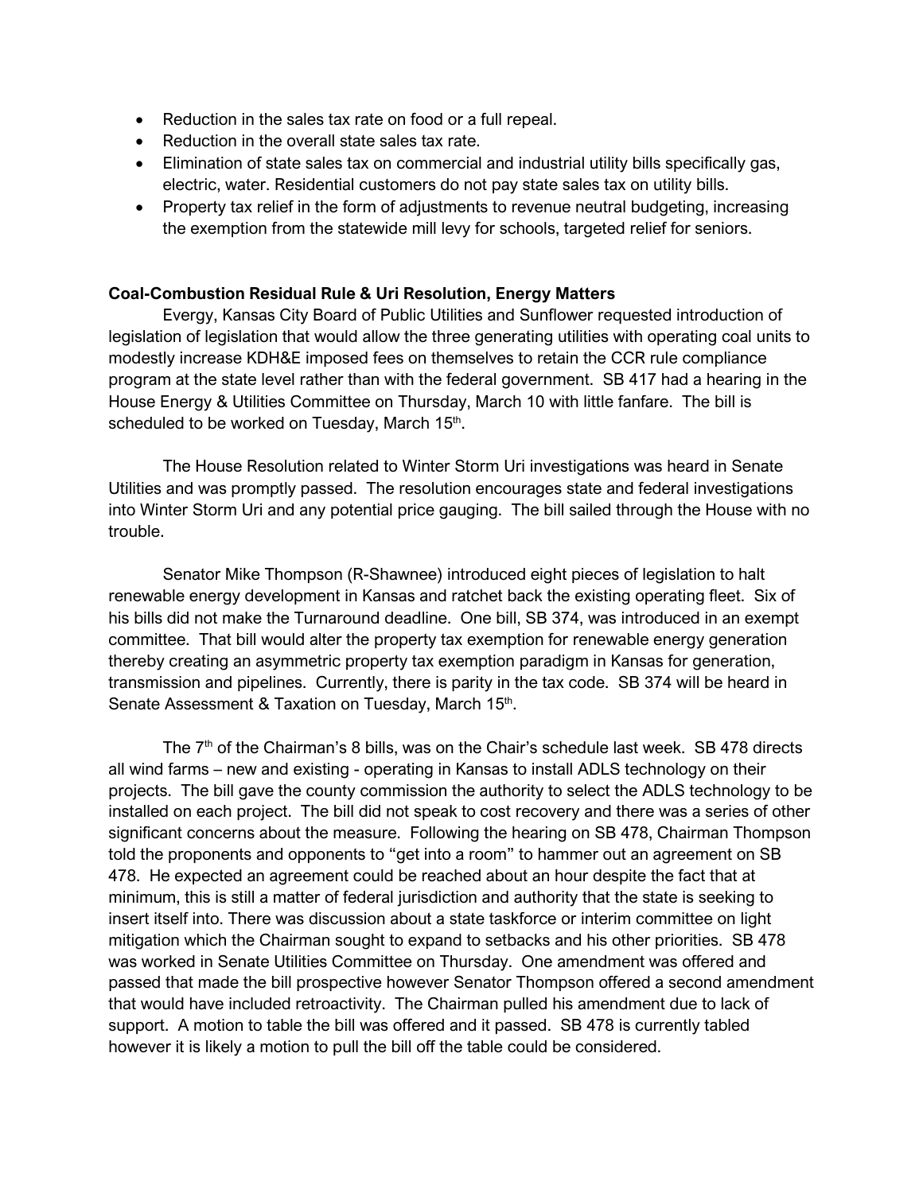- Reduction in the sales tax rate on food or a full repeal.
- Reduction in the overall state sales tax rate.
- Elimination of state sales tax on commercial and industrial utility bills specifically gas, electric, water. Residential customers do not pay state sales tax on utility bills.
- Property tax relief in the form of adjustments to revenue neutral budgeting, increasing the exemption from the statewide mill levy for schools, targeted relief for seniors.

**Coal-Combustion Residual Rule & Uri Resolution, Energy Matters**

Evergy, Kansas City Board of Public Utilities and Sunflower requested introduction of legislation of legislation that would allow the three generating utilities with operating coal units to modestly increase KDH&E imposed fees on themselves to retain the CCR rule compliance program at the state level rather than with the federal government. SB 417 had a hearing in the House Energy & Utilities Committee on Thursday, March 10 with little fanfare. The bill is scheduled to be worked on Tuesday, March 15th.

The House Resolution related to Winter Storm Uri investigations was heard in Senate Utilities and was promptly passed. The resolution encourages state and federal investigations into Winter Storm Uri and any potential price gauging. The bill sailed through the House with no trouble.

Senator Mike Thompson (R-Shawnee) introduced eight pieces of legislation to halt renewable energy development in Kansas and ratchet back the existing operating fleet. Six of his bills did not make the Turnaround deadline. One bill, SB 374, was introduced in an exempt committee. That bill would alter the property tax exemption for renewable energy generation thereby creating an asymmetric property tax exemption paradigm in Kansas for generation, transmission and pipelines. Currently, there is parity in the tax code. SB 374 will be heard in Senate Assessment & Taxation on Tuesday, March 15th.

The 7th of the Chairman's 8 bills, was on the Chair's schedule last week. SB 478 directs all wind farms – new and existing - operating in Kansas to install ADLS technology on their projects. The bill gave the county commission the authority to select the ADLS technology to be installed on each project. The bill did not speak to cost recovery and there was a series of other significant concerns about the measure. Following the hearing on SB 478, Chairman Thompson told the proponents and opponents to "get into a room" to hammer out an agreement on SB 478. He expected an agreement could be reached about an hour despite the fact that at minimum, this is still a matter of federal jurisdiction and authority that the state is seeking to insert itself into. There was discussion about a state taskforce or interim committee on light mitigation which the Chairman sought to expand to setbacks and his other priorities. SB 478 was worked in Senate Utilities Committee on Thursday. One amendment was offered and passed that made the bill prospective however Senator Thompson offered a second amendment that would have included retroactivity. The Chairman pulled his amendment due to lack of support. A motion to table the bill was offered and it passed. SB 478 is currently tabled however it is likely a motion to pull the bill off the table could be considered.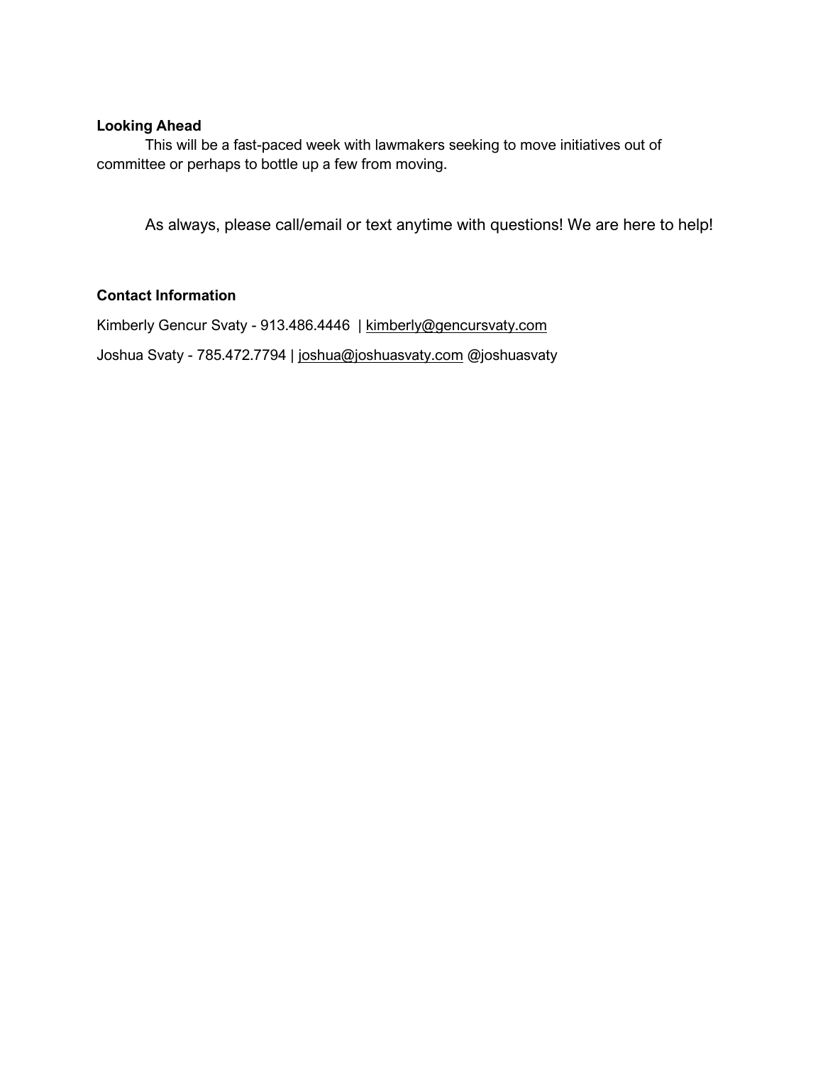**Looking Ahead**

This will be a fast-paced week with lawmakers seeking to move initiatives out of committee or perhaps to bottle up a few from moving.

As always, please call/email or text anytime with questions! We are here to help!

**Contact Information**

Kimberly Gencur Svaty - 913.486.4446 | kimberly@gencursvaty.com

Joshua Svaty - 785.472.7794 | joshua@joshuasvaty.com @joshuasvaty